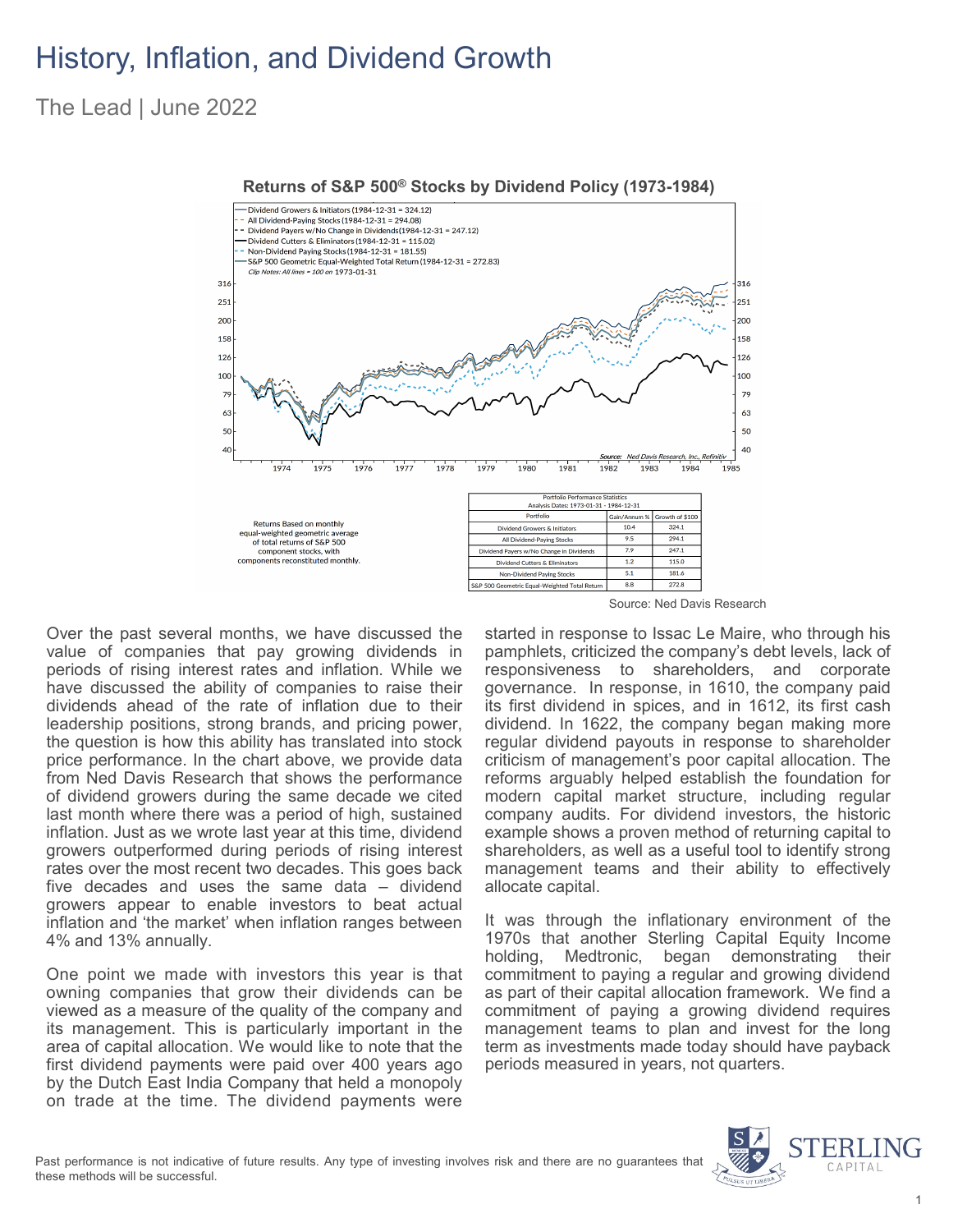# History, Inflation, and Dividend Growth

The Lead | June 2022

**Returns of S&P 500® Stocks by Dividend Policy (1973-1984)**

Returns Based on monthly equal-weighted geometric average of total returns of S&P 500 component stocks, with components reconstituted monthly.

| Portfolio Performance Statistics Analysis Dates: 1973-01-31 - 1984-12-31 | | |
|---|---|---|
| Portfolio | Gain/Annum % | Growth of $100 |
| Dividend Growers & Initiators | 10.4 | 324.1 |
| All Dividend-Paying Stocks | 9.5 | 294.1 |
| Dividend Payers w/No Change in Dividends | 7.9 | 247.1 |
| Dividend Cutters & Eliminators | 1.2 | 115.0 |
| Non-Dividend Paying Stocks | 5.1 | 181.6 |
| S&P 500 Geometric Equal-Weighted Total Return | 8.8 | 272.8 |

Source: Ned Davis Research

Over the past several months, we have discussed the value of companies that pay growing dividends in periods of rising interest rates and inflation. While we have discussed the ability of companies to raise their dividends ahead of the rate of inflation due to their leadership positions, strong brands, and pricing power, the question is how this ability has translated into stock price performance. In the chart above, we provide data from Ned Davis Research that shows the performance of dividend growers during the same decade we cited last month where there was a period of high, sustained inflation. Just as we wrote last year at this time, dividend growers outperformed during periods of rising interest rates over the most recent two decades. This goes back five decades and uses the same data – dividend growers appear to enable investors to beat actual inflation and 'the market' when inflation ranges between 4% and 13% annually.

One point we made with investors this year is that owning companies that grow their dividends can be viewed as a measure of the quality of the company and its management. This is particularly important in the area of capital allocation. We would like to note that the first dividend payments were paid over 400 years ago by the Dutch East India Company that held a monopoly on trade at the time. The dividend payments were started in response to Issac Le Maire, who through his pamphlets, criticized the company's debt levels, lack of responsiveness to shareholders, and corporate governance. In response, in 1610, the company paid its first dividend in spices, and in 1612, its first cash dividend. In 1622, the company began making more regular dividend payouts in response to shareholder criticism of management's poor capital allocation. The reforms arguably helped establish the foundation for modern capital market structure, including regular company audits. For dividend investors, the historic example shows a proven method of returning capital to shareholders, as well as a useful tool to identify strong management teams and their ability to effectively allocate capital.

It was through the inflationary environment of the 1970s that another Sterling Capital Equity Income holding, Medtronic, began demonstrating their commitment to paying a regular and growing dividend as part of their capital allocation framework. We find a commitment of paying a growing dividend requires management teams to plan and invest for the long term as investments made today should have payback periods measured in years, not quarters.

Past performance is not indicative of future results. Any type of investing involves risk and there are no guarantees that these methods will be successful.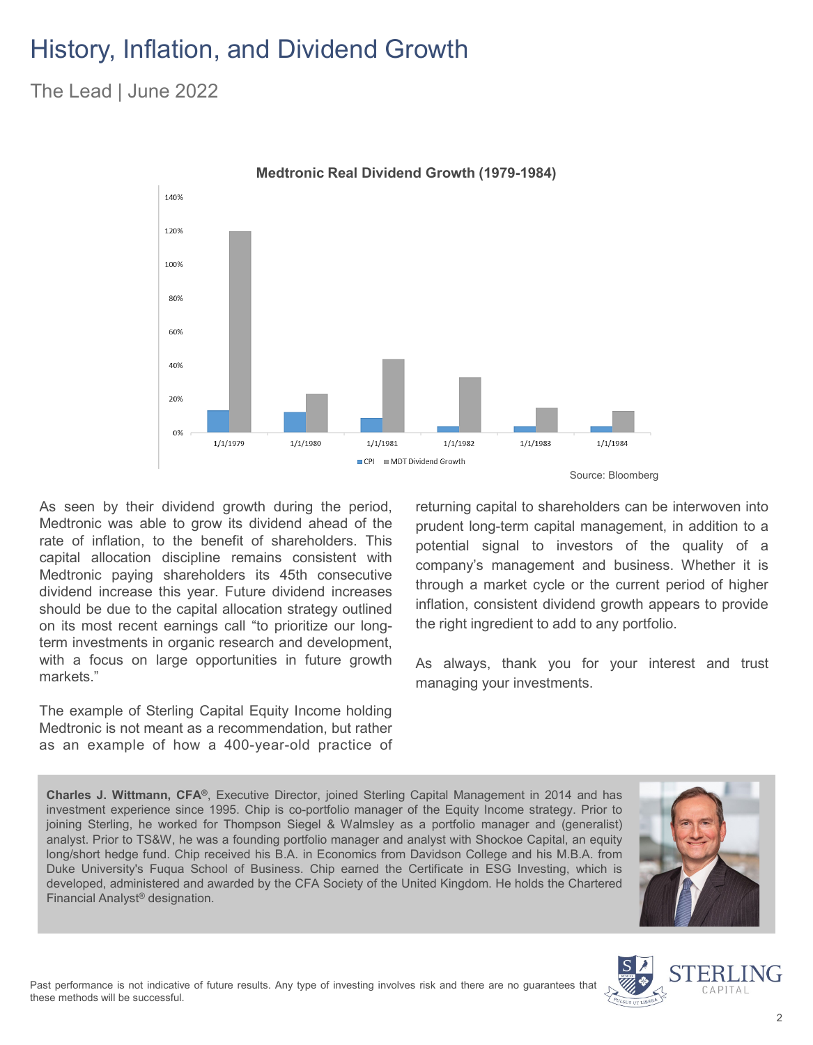# History, Inflation, and Dividend Growth

The Lead | June 2022

**Medtronic Real Dividend Growth (1979-1984)**

Source: Bloomberg

As seen by their dividend growth during the period, Medtronic was able to grow its dividend ahead of the rate of inflation, to the benefit of shareholders. This capital allocation discipline remains consistent with Medtronic paying shareholders its 45th consecutive dividend increase this year. Future dividend increases should be due to the capital allocation strategy outlined on its most recent earnings call "to prioritize our long-term investments in organic research and development, with a focus on large opportunities in future growth markets."

The example of Sterling Capital Equity Income holding Medtronic is not meant as a recommendation, but rather as an example of how a 400-year-old practice of returning capital to shareholders can be interwoven into prudent long-term capital management, in addition to a potential signal to investors of the quality of a company's management and business. Whether it is through a market cycle or the current period of higher inflation, consistent dividend growth appears to provide the right ingredient to add to any portfolio.

As always, thank you for your interest and trust managing your investments.

**Charles J. Wittmann, CFA®**, Executive Director, joined Sterling Capital Management in 2014 and has investment experience since 1995. Chip is co-portfolio manager of the Equity Income strategy. Prior to joining Sterling, he worked for Thompson Siegel & Walmsley as a portfolio manager and (generalist) analyst. Prior to TS&W, he was a founding portfolio manager and analyst with Shockoe Capital, an equity long/short hedge fund. Chip received his B.A. in Economics from Davidson College and his M.B.A. from Duke University's Fuqua School of Business. Chip earned the Certificate in ESG Investing, which is developed, administered and awarded by the CFA Society of the United Kingdom. He holds the Chartered Financial Analyst® designation.

Past performance is not indicative of future results. Any type of investing involves risk and there are no guarantees that these methods will be successful.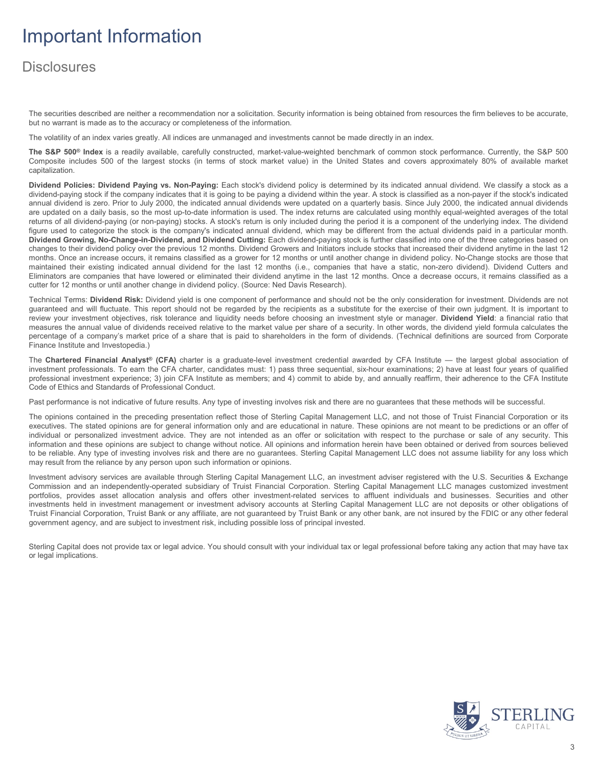# Important Information

## Disclosures

The securities described are neither a recommendation nor a solicitation. Security information is being obtained from resources the firm believes to be accurate, but no warrant is made as to the accuracy or completeness of the information.

The volatility of an index varies greatly. All indices are unmanaged and investments cannot be made directly in an index.

**The S&P 500® Index** is a readily available, carefully constructed, market-value-weighted benchmark of common stock performance. Currently, the S&P 500 Composite includes 500 of the largest stocks (in terms of stock market value) in the United States and covers approximately 80% of available market capitalization.

**Dividend Policies: Dividend Paying vs. Non-Paying:** Each stock's dividend policy is determined by its indicated annual dividend. We classify a stock as a dividend-paying stock if the company indicates that it is going to be paying a dividend within the year. A stock is classified as a non-payer if the stock's indicated annual dividend is zero. Prior to July 2000, the indicated annual dividends were updated on a quarterly basis. Since July 2000, the indicated annual dividends are updated on a daily basis, so the most up-to-date information is used. The index returns are calculated using monthly equal-weighted averages of the total returns of all dividend-paying (or non-paying) stocks. A stock's return is only included during the period it is a component of the underlying index. The dividend figure used to categorize the stock is the company's indicated annual dividend, which may be different from the actual dividends paid in a particular month. **Dividend Growing, No-Change-in-Dividend, and Dividend Cutting:** Each dividend-paying stock is further classified into one of the three categories based on changes to their dividend policy over the previous 12 months. Dividend Growers and Initiators include stocks that increased their dividend anytime in the last 12 months. Once an increase occurs, it remains classified as a grower for 12 months or until another change in dividend policy. No-Change stocks are those that maintained their existing indicated annual dividend for the last 12 months (i.e., companies that have a static, non-zero dividend). Dividend Cutters and Eliminators are companies that have lowered or eliminated their dividend anytime in the last 12 months. Once a decrease occurs, it remains classified as a cutter for 12 months or until another change in dividend policy. (Source: Ned Davis Research).

Technical Terms: **Dividend Risk:** Dividend yield is one component of performance and should not be the only consideration for investment. Dividends are not guaranteed and will fluctuate. This report should not be regarded by the recipients as a substitute for the exercise of their own judgment. It is important to review your investment objectives, risk tolerance and liquidity needs before choosing an investment style or manager. **Dividend Yield**: a financial ratio that measures the annual value of dividends received relative to the market value per share of a security. In other words, the dividend yield formula calculates the percentage of a company's market price of a share that is paid to shareholders in the form of dividends. (Technical definitions are sourced from Corporate Finance Institute and Investopedia.)

The **Chartered Financial Analyst® (CFA)** charter is a graduate-level investment credential awarded by CFA Institute — the largest global association of investment professionals. To earn the CFA charter, candidates must: 1) pass three sequential, six-hour examinations; 2) have at least four years of qualified professional investment experience; 3) join CFA Institute as members; and 4) commit to abide by, and annually reaffirm, their adherence to the CFA Institute Code of Ethics and Standards of Professional Conduct.

Past performance is not indicative of future results. Any type of investing involves risk and there are no guarantees that these methods will be successful.

The opinions contained in the preceding presentation reflect those of Sterling Capital Management LLC, and not those of Truist Financial Corporation or its executives. The stated opinions are for general information only and are educational in nature. These opinions are not meant to be predictions or an offer of individual or personalized investment advice. They are not intended as an offer or solicitation with respect to the purchase or sale of any security. This information and these opinions are subject to change without notice. All opinions and information herein have been obtained or derived from sources believed to be reliable. Any type of investing involves risk and there are no guarantees. Sterling Capital Management LLC does not assume liability for any loss which may result from the reliance by any person upon such information or opinions.

Investment advisory services are available through Sterling Capital Management LLC, an investment adviser registered with the U.S. Securities & Exchange Commission and an independently-operated subsidiary of Truist Financial Corporation. Sterling Capital Management LLC manages customized investment portfolios, provides asset allocation analysis and offers other investment-related services to affluent individuals and businesses. Securities and other investments held in investment management or investment advisory accounts at Sterling Capital Management LLC are not deposits or other obligations of Truist Financial Corporation, Truist Bank or any affiliate, are not guaranteed by Truist Bank or any other bank, are not insured by the FDIC or any other federal government agency, and are subject to investment risk, including possible loss of principal invested.

Sterling Capital does not provide tax or legal advice. You should consult with your individual tax or legal professional before taking any action that may have tax or legal implications.